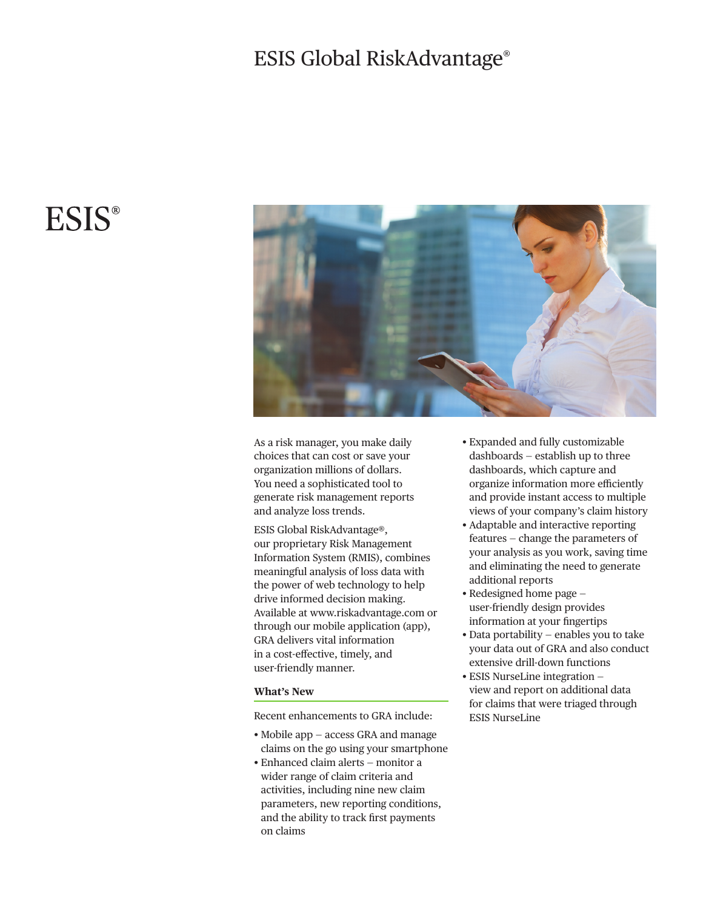# ESIS Global RiskAdvantage®

ESIS®

As a risk manager, you make daily choices that can cost or save your organization millions of dollars. You need a sophisticated tool to generate risk management reports and analyze loss trends.

ESIS Global RiskAdvantage®, our proprietary Risk Management Information System (RMIS), combines meaningful analysis of loss data with the power of web technology to help drive informed decision making. Available at www.riskadvantage.com or through our mobile application (app), GRA delivers vital information in a cost-effective, timely, and user-friendly manner.

## What's New

Recent enhancements to GRA include:

- Mobile app – access GRA and manage claims on the go using your smartphone
- Enhanced claim alerts – monitor a wider range of claim criteria and activities, including nine new claim parameters, new reporting conditions, and the ability to track first payments on claims
- Expanded and fully customizable dashboards – establish up to three dashboards, which capture and organize information more efficiently and provide instant access to multiple views of your company's claim history
- Adaptable and interactive reporting features – change the parameters of your analysis as you work, saving time and eliminating the need to generate additional reports
- Redesigned home page – user-friendly design provides information at your fingertips
- Data portability – enables you to take your data out of GRA and also conduct extensive drill-down functions
- ESIS NurseLine integration – view and report on additional data for claims that were triaged through ESIS NurseLine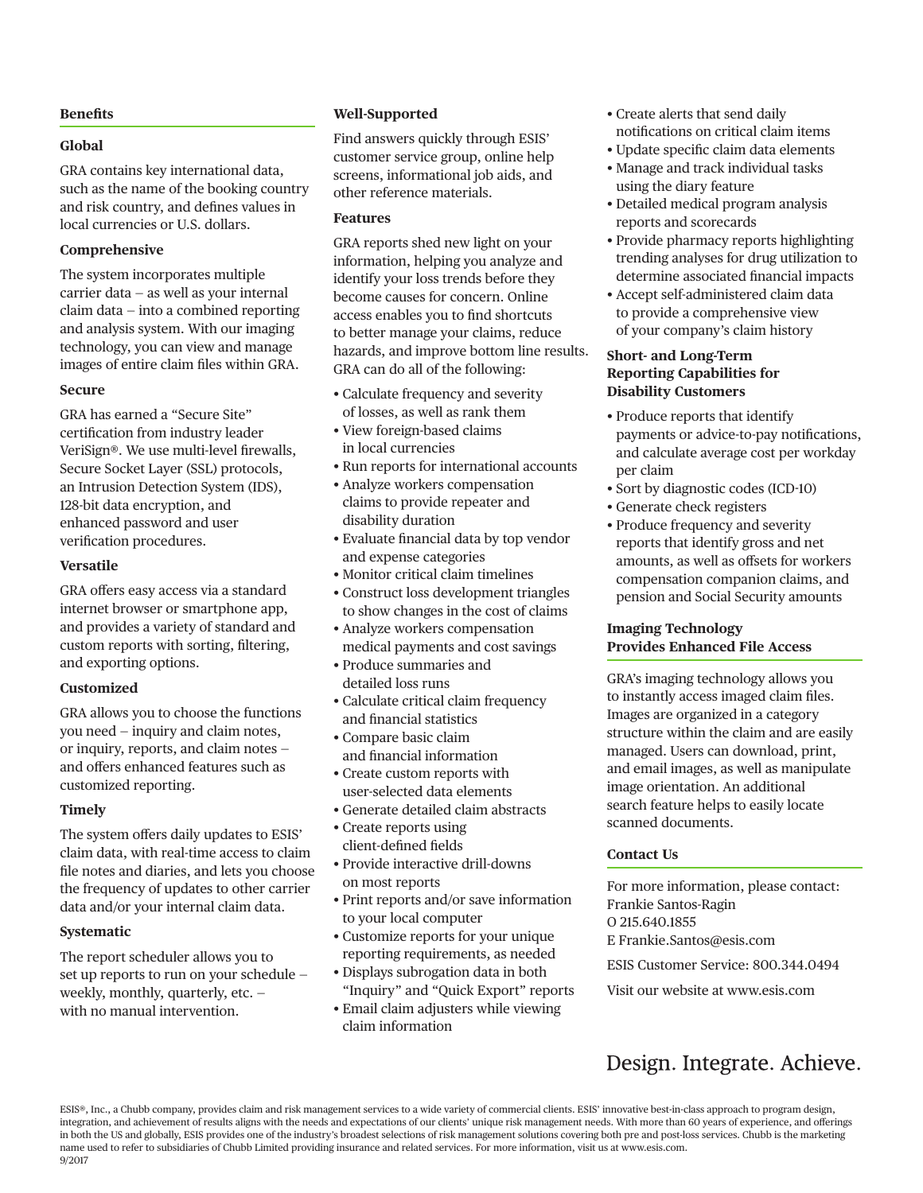## Benefits

### Global

GRA contains key international data, such as the name of the booking country and risk country, and defines values in local currencies or U.S. dollars.

### Comprehensive

The system incorporates multiple carrier data – as well as your internal claim data – into a combined reporting and analysis system. With our imaging technology, you can view and manage images of entire claim files within GRA.

### Secure

GRA has earned a "Secure Site" certification from industry leader VeriSign®. We use multi-level firewalls, Secure Socket Layer (SSL) protocols, an Intrusion Detection System (IDS), 128-bit data encryption, and enhanced password and user verification procedures.

### Versatile

GRA offers easy access via a standard internet browser or smartphone app, and provides a variety of standard and custom reports with sorting, filtering, and exporting options.

### Customized

GRA allows you to choose the functions you need – inquiry and claim notes, or inquiry, reports, and claim notes – and offers enhanced features such as customized reporting.

### Timely

The system offers daily updates to ESIS' claim data, with real-time access to claim file notes and diaries, and lets you choose the frequency of updates to other carrier data and/or your internal claim data.

### Systematic

The report scheduler allows you to set up reports to run on your schedule – weekly, monthly, quarterly, etc. – with no manual intervention.

### Well-Supported

Find answers quickly through ESIS' customer service group, online help screens, informational job aids, and other reference materials.

### Features

GRA reports shed new light on your information, helping you analyze and identify your loss trends before they become causes for concern. Online access enables you to find shortcuts to better manage your claims, reduce hazards, and improve bottom line results. GRA can do all of the following:

- Calculate frequency and severity of losses, as well as rank them
- View foreign-based claims in local currencies
- Run reports for international accounts
- Analyze workers compensation claims to provide repeater and disability duration
- Evaluate financial data by top vendor and expense categories
- Monitor critical claim timelines
- Construct loss development triangles to show changes in the cost of claims
- Analyze workers compensation medical payments and cost savings
- Produce summaries and detailed loss runs
- Calculate critical claim frequency and financial statistics
- Compare basic claim and financial information
- Create custom reports with user-selected data elements
- Generate detailed claim abstracts
- Create reports using client-defined fields
- Provide interactive drill-downs on most reports
- Print reports and/or save information to your local computer
- Customize reports for your unique reporting requirements, as needed
- Displays subrogation data in both "Inquiry" and "Quick Export" reports
- Email claim adjusters while viewing claim information
- Create alerts that send daily notifications on critical claim items
- Update specific claim data elements
- Manage and track individual tasks using the diary feature
- Detailed medical program analysis reports and scorecards
- Provide pharmacy reports highlighting trending analyses for drug utilization to determine associated financial impacts
- Accept self-administered claim data to provide a comprehensive view of your company's claim history

### Short- and Long-Term Reporting Capabilities for Disability Customers

- Produce reports that identify payments or advice-to-pay notifications, and calculate average cost per workday per claim
- Sort by diagnostic codes (ICD-10)
- Generate check registers
- Produce frequency and severity reports that identify gross and net amounts, as well as offsets for workers compensation companion claims, and pension and Social Security amounts

## Imaging Technology Provides Enhanced File Access

GRA's imaging technology allows you to instantly access imaged claim files. Images are organized in a category structure within the claim and are easily managed. Users can download, print, and email images, as well as manipulate image orientation. An additional search feature helps to easily locate scanned documents.

## Contact Us

For more information, please contact:
Frankie Santos-Ragin
O 215.640.1855
E Frankie.Santos@esis.com

ESIS Customer Service: 800.344.0494

Visit our website at www.esis.com

Design. Integrate. Achieve.

ESIS®, Inc., a Chubb company, provides claim and risk management services to a wide variety of commercial clients. ESIS' innovative best-in-class approach to program design, integration, and achievement of results aligns with the needs and expectations of our clients' unique risk management needs. With more than 60 years of experience, and offerings in both the US and globally, ESIS provides one of the industry's broadest selections of risk management solutions covering both pre and post-loss services. Chubb is the marketing name used to refer to subsidiaries of Chubb Limited providing insurance and related services. For more information, visit us at www.esis.com.
9/2017